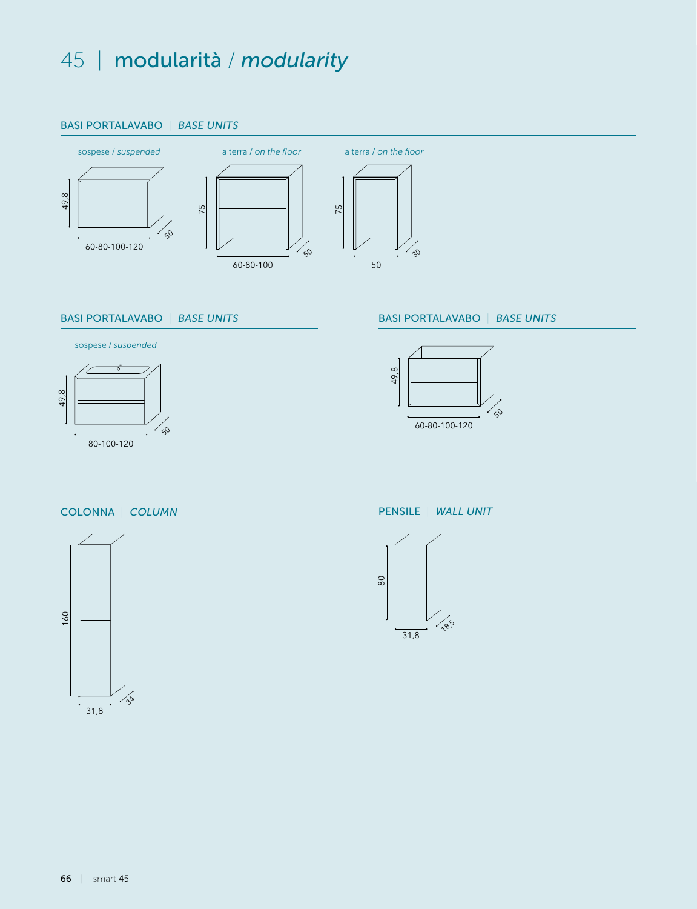# 45 | modularità / *modularity*

## BASI PORTALAVABO | *BASE UNITS*

sospese / *suspended*

49,8

60-80-100-120

50

a terra / *on the floor*

75

60-80-100

50

a terra / *on the floor*

75

50

30

## BASI PORTALAVABO | *BASE UNITS*

sospese / *suspended*

49,8

80-100-120

50

## BASI PORTALAVABO | *BASE UNITS*

49,8

60-80-100-120

50

## COLONNA | *COLUMN*

160

31,8

34

## PENSILE | *WALL UNIT*

80

31,8

18,5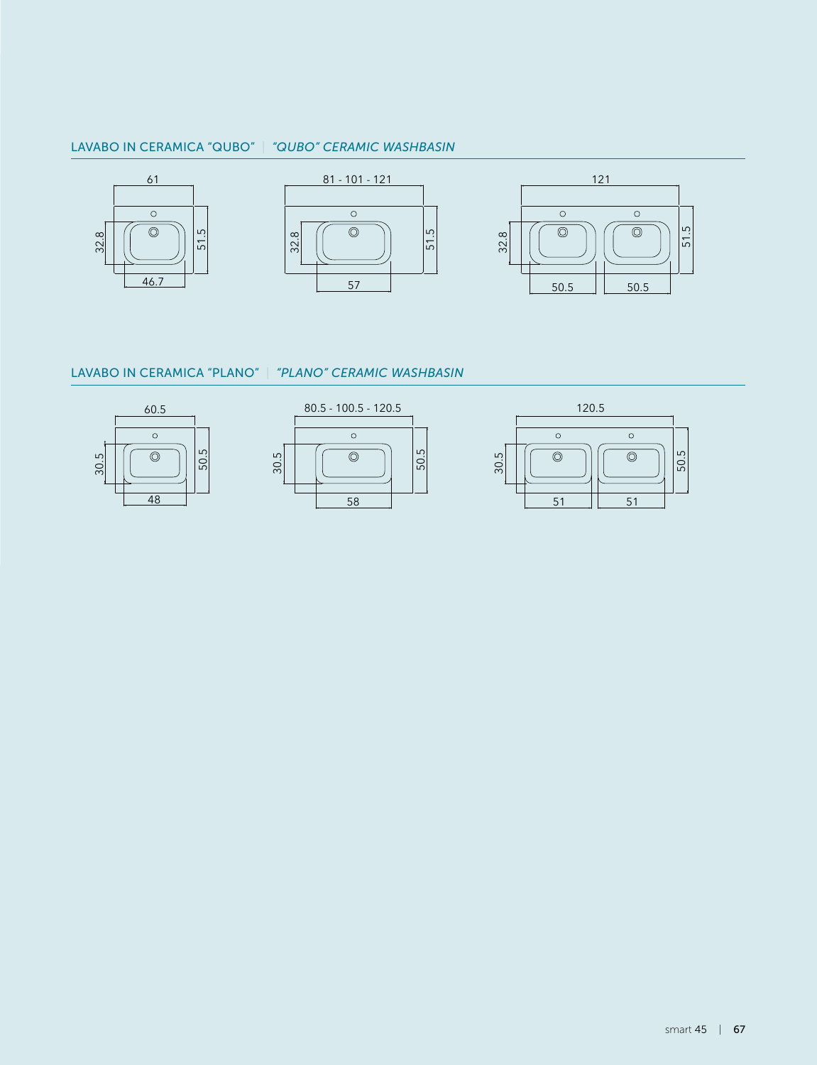## LAVABO IN CERAMICA "QUBO" | *"QUBO" CERAMIC WASHBASIN*

61
32.8
51.5
46.7

81 - 101 - 121
32.8
51.5
57

121
32.8
51.5
50.5
50.5

## LAVABO IN CERAMICA "PLANO" | *"PLANO" CERAMIC WASHBASIN*

60.5
30.5
50.5
48

80.5 - 100.5 - 120.5
30.5
50.5
58

120.5
30.5
50.5
51
51